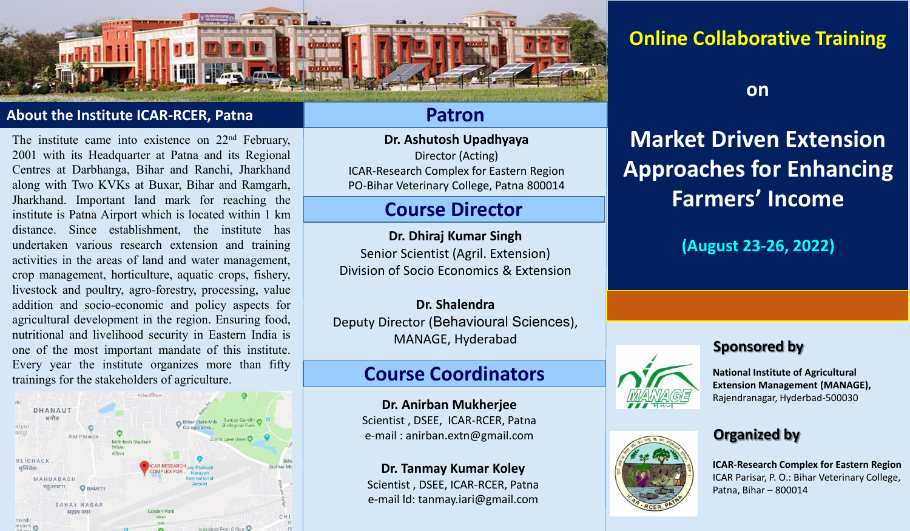# Online Collaborative Training

on

# Market Driven Extension Approaches for Enhancing Farmers' Income

**(August 23-26, 2022)**

## About the Institute ICAR-RCER, Patna

The institute came into existence on 22nd February, 2001 with its Headquarter at Patna and its Regional Centres at Darbhanga, Bihar and Ranchi, Jharkhand along with Two KVKs at Buxar, Bihar and Ramgarh, Jharkhand. Important land mark for reaching the institute is Patna Airport which is located within 1 km distance. Since establishment, the institute has undertaken various research extension and training activities in the areas of land and water management, crop management, horticulture, aquatic crops, fishery, livestock and poultry, agro-forestry, processing, value addition and socio-economic and policy aspects for agricultural development in the region. Ensuring food, nutritional and livelihood security in Eastern India is one of the most important mandate of this institute. Every year the institute organizes more than fifty trainings for the stakeholders of agriculture.

## Patron

**Dr. Ashutosh Upadhyaya**
Director (Acting)
ICAR-Research Complex for Eastern Region
PO-Bihar Veterinary College, Patna 800014

## Course Director

**Dr. Dhiraj Kumar Singh**
Senior Scientist (Agril. Extension)
Division of Socio Economics & Extension

**Dr. Shalendra**
Deputy Director (Behavioural Sciences),
MANAGE, Hyderabad

## Course Coordinators

**Dr. Anirban Mukherjee**
Scientist , DSEE, ICAR-RCER, Patna
e-mail : anirban.extn@gmail.com

**Dr. Tanmay Kumar Koley**
Scientist , DSEE, ICAR-RCER, Patna
e-mail Id: tanmay.iari@gmail.com

## Sponsored by

**National Institute of Agricultural Extension Management (MANAGE),**
Rajendranagar, Hyderbad-500030

## Organized by

**ICAR-Research Complex for Eastern Region**
ICAR Parisar, P. O.: Bihar Veterinary College,
Patna, Bihar – 800014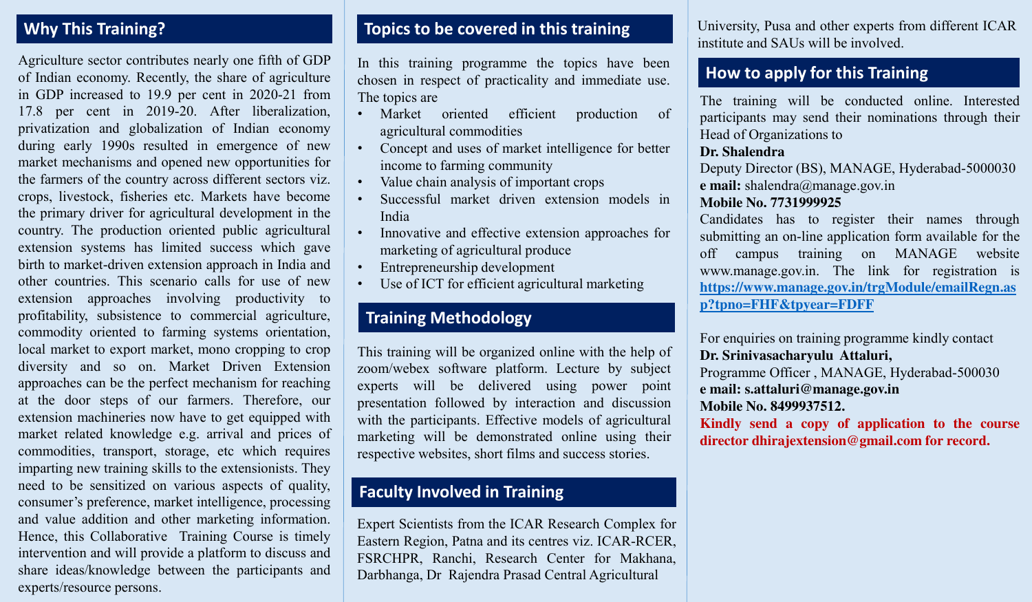## Why This Training?

Agriculture sector contributes nearly one fifth of GDP of Indian economy. Recently, the share of agriculture in GDP increased to 19.9 per cent in 2020-21 from 17.8 per cent in 2019-20. After liberalization, privatization and globalization of Indian economy during early 1990s resulted in emergence of new market mechanisms and opened new opportunities for the farmers of the country across different sectors viz. crops, livestock, fisheries etc. Markets have become the primary driver for agricultural development in the country. The production oriented public agricultural extension systems has limited success which gave birth to market-driven extension approach in India and other countries. This scenario calls for use of new extension approaches involving productivity to profitability, subsistence to commercial agriculture, commodity oriented to farming systems orientation, local market to export market, mono cropping to crop diversity and so on. Market Driven Extension approaches can be the perfect mechanism for reaching at the door steps of our farmers. Therefore, our extension machineries now have to get equipped with market related knowledge e.g. arrival and prices of commodities, transport, storage, etc which requires imparting new training skills to the extensionists. They need to be sensitized on various aspects of quality, consumer's preference, market intelligence, processing and value addition and other marketing information. Hence, this Collaborative Training Course is timely intervention and will provide a platform to discuss and share ideas/knowledge between the participants and experts/resource persons.

## Topics to be covered in this training

In this training programme the topics have been chosen in respect of practicality and immediate use. The topics are

- Market oriented efficient production of agricultural commodities
- Concept and uses of market intelligence for better income to farming community
- Value chain analysis of important crops
- Successful market driven extension models in India
- Innovative and effective extension approaches for marketing of agricultural produce
- Entrepreneurship development
- Use of ICT for efficient agricultural marketing

## Training Methodology

This training will be organized online with the help of zoom/webex software platform. Lecture by subject experts will be delivered using power point presentation followed by interaction and discussion with the participants. Effective models of agricultural marketing will be demonstrated online using their respective websites, short films and success stories.

## Faculty Involved in Training

Expert Scientists from the ICAR Research Complex for Eastern Region, Patna and its centres viz. ICAR-RCER, FSRCHPR, Ranchi, Research Center for Makhana, Darbhanga, Dr Rajendra Prasad Central Agricultural University, Pusa and other experts from different ICAR institute and SAUs will be involved.

## How to apply for this Training

The training will be conducted online. Interested participants may send their nominations through their Head of Organizations to

**Dr. Shalendra**
Deputy Director (BS), MANAGE, Hyderabad-5000030
**e mail:** shalendra@manage.gov.in
**Mobile No. 7731999925**

Candidates has to register their names through submitting an on-line application form available for the off campus training on MANAGE website www.manage.gov.in. The link for registration is **https://www.manage.gov.in/trgModule/emailRegn.asp?tpno=FHF&tpyear=FDFF**

For enquiries on training programme kindly contact
**Dr. Srinivasacharyulu Attaluri,**
Programme Officer , MANAGE, Hyderabad-500030
**e mail: s.attaluri@manage.gov.in**
**Mobile No. 8499937512.**

**Kindly send a copy of application to the course director dhirajextension@gmail.com for record.**